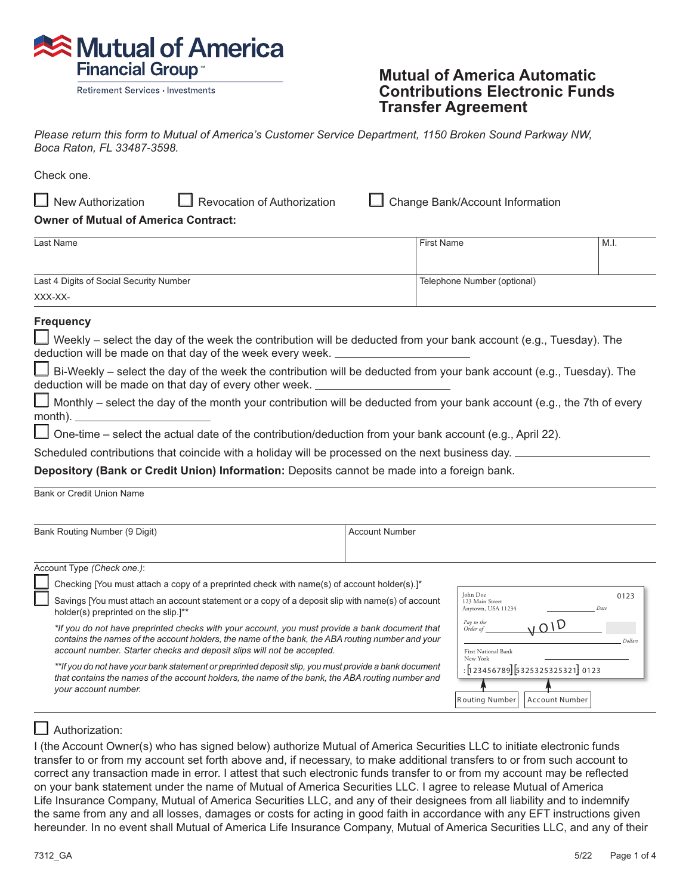Mutual of America Financial Group℠

Retirement Services · Investments

# Mutual of America Automatic Contributions Electronic Funds Transfer Agreement

*Please return this form to Mutual of America's Customer Service Department, 1150 Broken Sound Parkway NW, Boca Raton, FL 33487-3598.*

Check one.

☐ New Authorization ☐ Revocation of Authorization ☐ Change Bank/Account Information

**Owner of Mutual of America Contract:**

| Last Name | First Name | M.I. |
|---|---|---|
| | | |
| Last 4 Digits of Social Security Number<br>XXX-XX- | Telephone Number (optional) | |

**Frequency**

☐ Weekly – select the day of the week the contribution will be deducted from your bank account (e.g., Tuesday). The deduction will be made on that day of the week every week. ____________________

☐ Bi-Weekly – select the day of the week the contribution will be deducted from your bank account (e.g., Tuesday). The deduction will be made on that day of every other week. ____________________

☐ Monthly – select the day of the month your contribution will be deducted from your bank account (e.g., the 7th of every month). ____________________

☐ One-time – select the actual date of the contribution/deduction from your bank account (e.g., April 22).

Scheduled contributions that coincide with a holiday will be processed on the next business day. ____________________

**Depository (Bank or Credit Union) Information:** Deposits cannot be made into a foreign bank.

| Bank or Credit Union Name | |
|---|---|
| | |
| Bank Routing Number (9 Digit) | Account Number |

Account Type *(Check one.)*:

☐ Checking [You must attach a copy of a preprinted check with name(s) of account holder(s).]*

☐ Savings [You must attach an account statement or a copy of a deposit slip with name(s) of account holder(s) preprinted on the slip.]**

*\*If you do not have preprinted checks with your account, you must provide a bank document that contains the names of the account holders, the name of the bank, the ABA routing number and your account number. Starter checks and deposit slips will not be accepted.*

*\*\*If you do not have your bank statement or preprinted deposit slip, you must provide a bank document that contains the names of the account holders, the name of the bank, the ABA routing number and your account number.*

John Doe
123 Main Street
Anytown, USA 11234 — 0123 — Date
Pay to the Order of — VOID — Dollars
First National Bank
New York
:123456789: 5325325325321: 0123
Routing Number — Account Number

☐ Authorization:

I (the Account Owner(s) who has signed below) authorize Mutual of America Securities LLC to initiate electronic funds transfer to or from my account set forth above and, if necessary, to make additional transfers to or from such account to correct any transaction made in error. I attest that such electronic funds transfer to or from my account may be reflected on your bank statement under the name of Mutual of America Securities LLC. I agree to release Mutual of America Life Insurance Company, Mutual of America Securities LLC, and any of their designees from all liability and to indemnify the same from any and all losses, damages or costs for acting in good faith in accordance with any EFT instructions given hereunder. In no event shall Mutual of America Life Insurance Company, Mutual of America Securities LLC, and any of their

7312_GA 5/22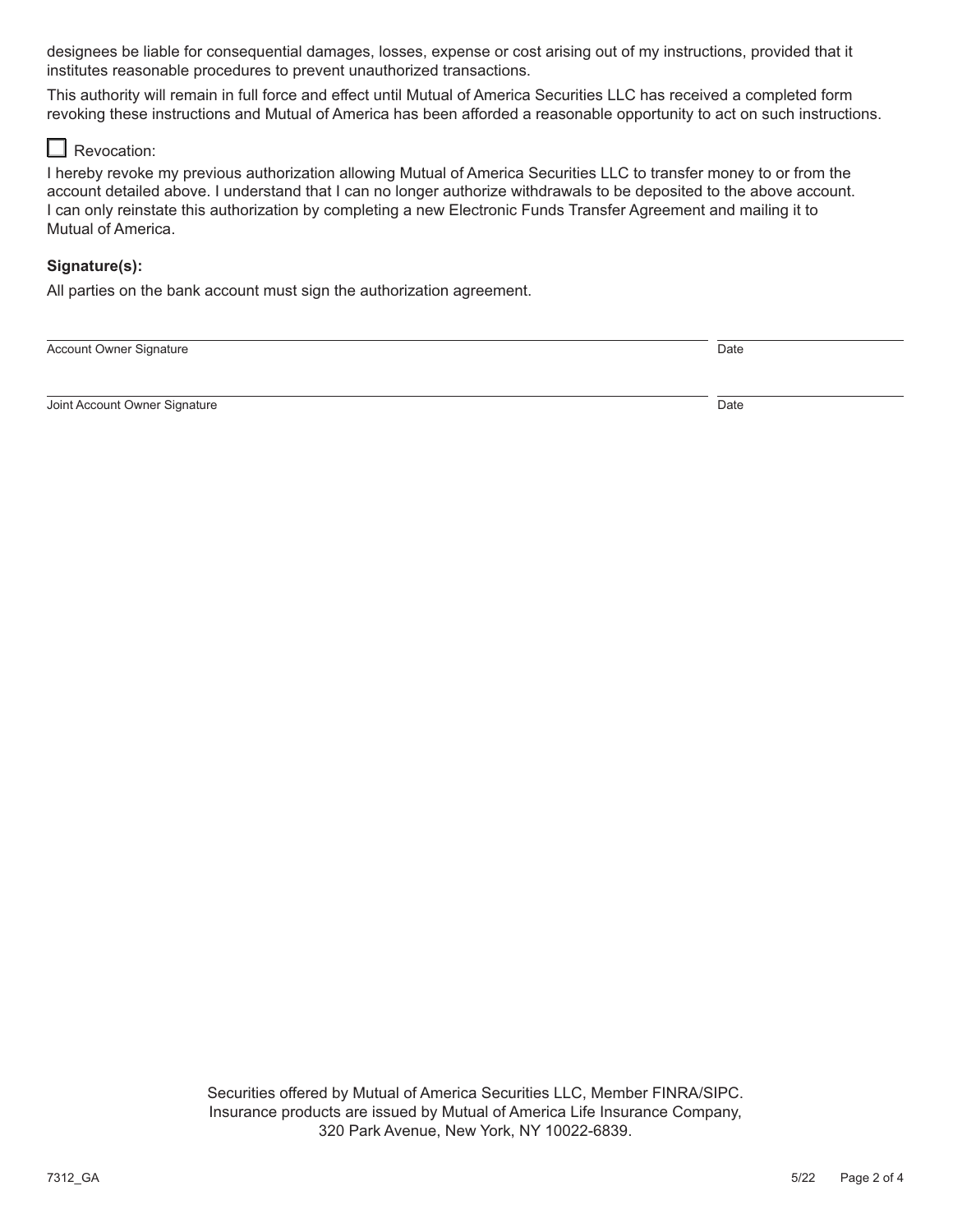designees be liable for consequential damages, losses, expense or cost arising out of my instructions, provided that it institutes reasonable procedures to prevent unauthorized transactions.

This authority will remain in full force and effect until Mutual of America Securities LLC has received a completed form revoking these instructions and Mutual of America has been afforded a reasonable opportunity to act on such instructions.

☐ Revocation:

I hereby revoke my previous authorization allowing Mutual of America Securities LLC to transfer money to or from the account detailed above. I understand that I can no longer authorize withdrawals to be deposited to the above account. I can only reinstate this authorization by completing a new Electronic Funds Transfer Agreement and mailing it to Mutual of America.

**Signature(s):**

All parties on the bank account must sign the authorization agreement.

______________________________ ______________
Account Owner Signature Date

______________________________ ______________
Joint Account Owner Signature Date

Securities offered by Mutual of America Securities LLC, Member FINRA/SIPC.
Insurance products are issued by Mutual of America Life Insurance Company,
320 Park Avenue, New York, NY 10022-6839.

7312_GA 5/22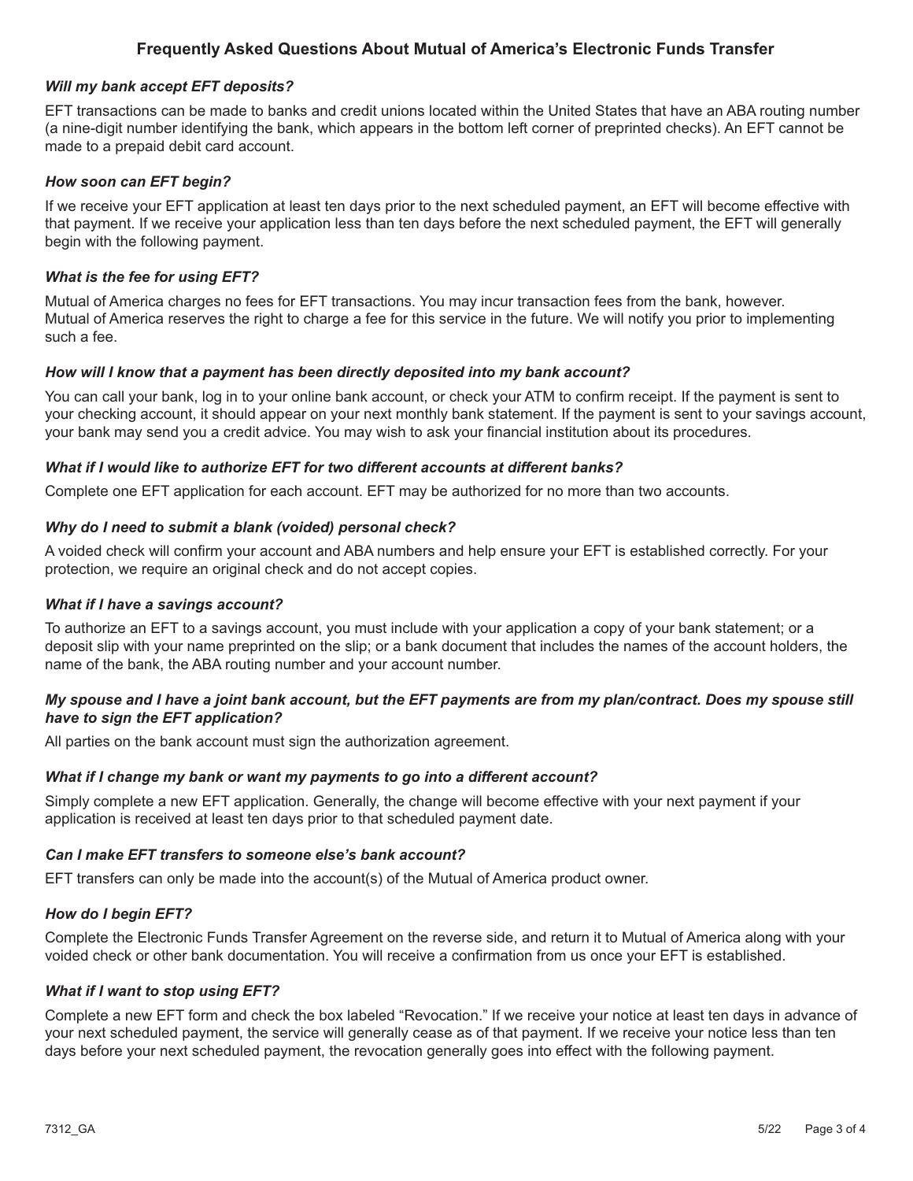# Frequently Asked Questions About Mutual of America's Electronic Funds Transfer

***Will my bank accept EFT deposits?***

EFT transactions can be made to banks and credit unions located within the United States that have an ABA routing number (a nine-digit number identifying the bank, which appears in the bottom left corner of preprinted checks). An EFT cannot be made to a prepaid debit card account.

***How soon can EFT begin?***

If we receive your EFT application at least ten days prior to the next scheduled payment, an EFT will become effective with that payment. If we receive your application less than ten days before the next scheduled payment, the EFT will generally begin with the following payment.

***What is the fee for using EFT?***

Mutual of America charges no fees for EFT transactions. You may incur transaction fees from the bank, however. Mutual of America reserves the right to charge a fee for this service in the future. We will notify you prior to implementing such a fee.

***How will I know that a payment has been directly deposited into my bank account?***

You can call your bank, log in to your online bank account, or check your ATM to confirm receipt. If the payment is sent to your checking account, it should appear on your next monthly bank statement. If the payment is sent to your savings account, your bank may send you a credit advice. You may wish to ask your financial institution about its procedures.

***What if I would like to authorize EFT for two different accounts at different banks?***

Complete one EFT application for each account. EFT may be authorized for no more than two accounts.

***Why do I need to submit a blank (voided) personal check?***

A voided check will confirm your account and ABA numbers and help ensure your EFT is established correctly. For your protection, we require an original check and do not accept copies.

***What if I have a savings account?***

To authorize an EFT to a savings account, you must include with your application a copy of your bank statement; or a deposit slip with your name preprinted on the slip; or a bank document that includes the names of the account holders, the name of the bank, the ABA routing number and your account number.

***My spouse and I have a joint bank account, but the EFT payments are from my plan/contract. Does my spouse still have to sign the EFT application?***

All parties on the bank account must sign the authorization agreement.

***What if I change my bank or want my payments to go into a different account?***

Simply complete a new EFT application. Generally, the change will become effective with your next payment if your application is received at least ten days prior to that scheduled payment date.

***Can I make EFT transfers to someone else's bank account?***

EFT transfers can only be made into the account(s) of the Mutual of America product owner.

***How do I begin EFT?***

Complete the Electronic Funds Transfer Agreement on the reverse side, and return it to Mutual of America along with your voided check or other bank documentation. You will receive a confirmation from us once your EFT is established.

***What if I want to stop using EFT?***

Complete a new EFT form and check the box labeled "Revocation." If we receive your notice at least ten days in advance of your next scheduled payment, the service will generally cease as of that payment. If we receive your notice less than ten days before your next scheduled payment, the revocation generally goes into effect with the following payment.

7312_GA 5/22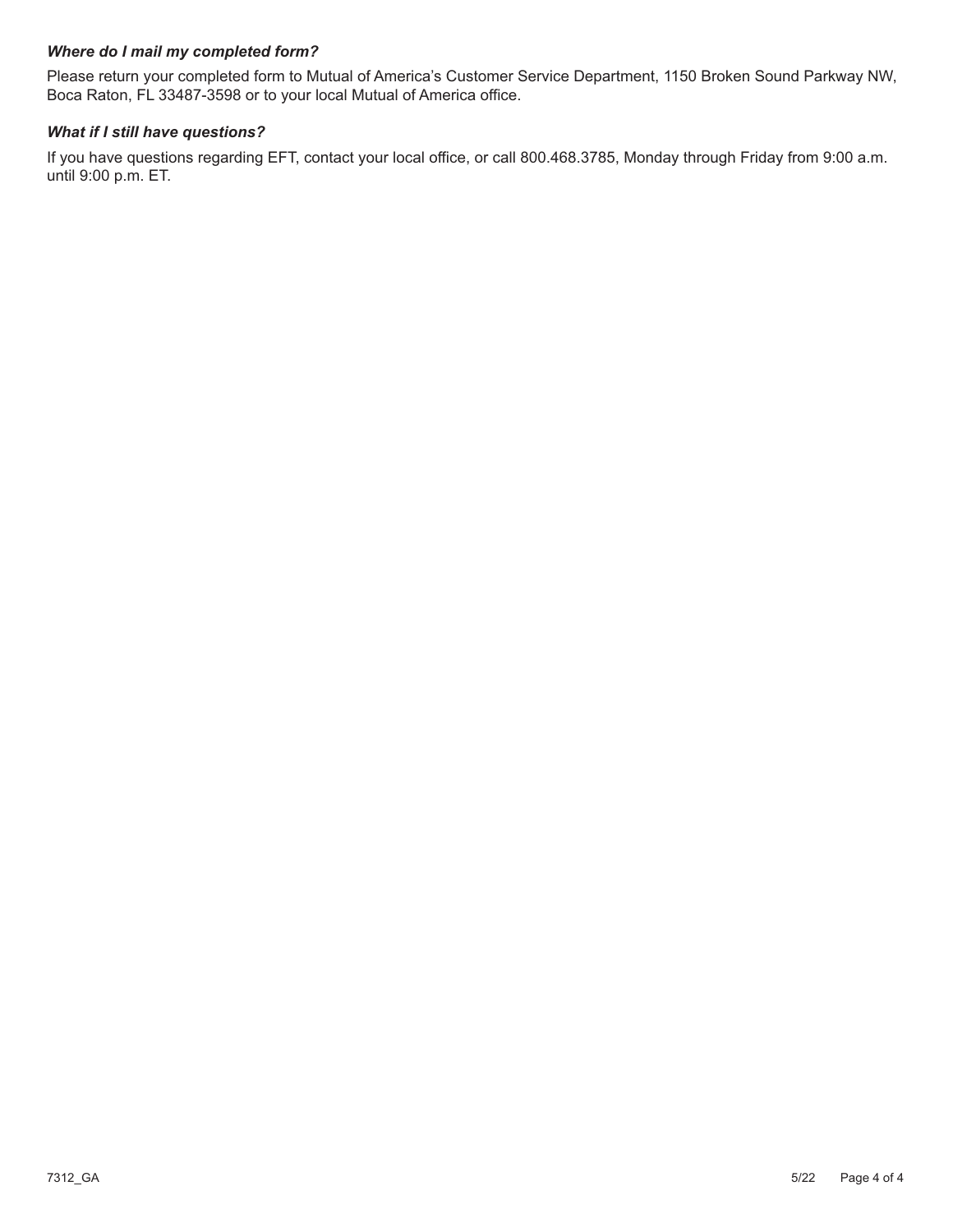***Where do I mail my completed form?***

Please return your completed form to Mutual of America's Customer Service Department, 1150 Broken Sound Parkway NW, Boca Raton, FL 33487-3598 or to your local Mutual of America office.

***What if I still have questions?***

If you have questions regarding EFT, contact your local office, or call 800.468.3785, Monday through Friday from 9:00 a.m. until 9:00 p.m. ET.